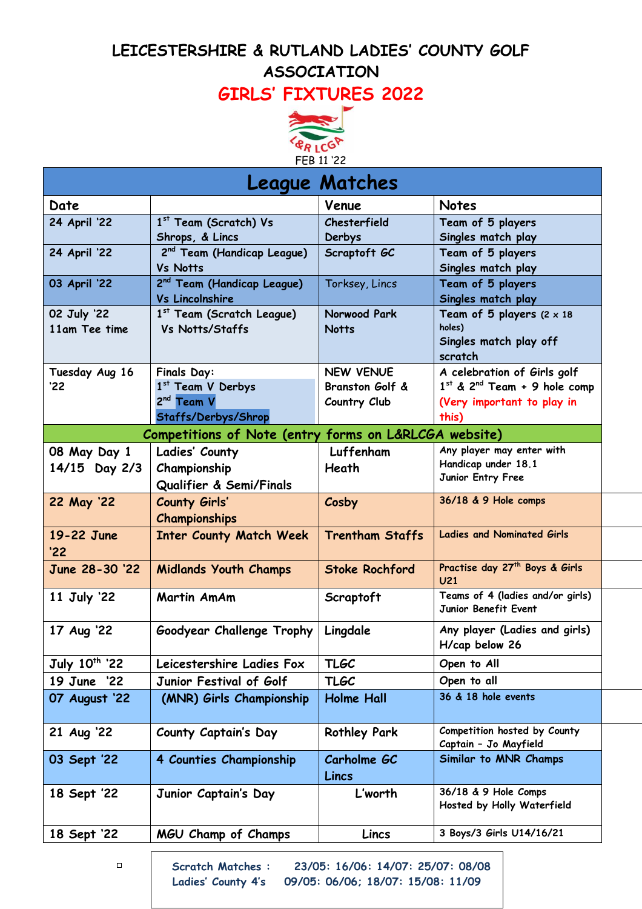# LEICESTERSHIRE & RUTLAND LADIES' COUNTY GOLF ASSOCIATION

## GIRLS' FIXTURES 2022

FEB 11 '22

| League Matches | | | |
|---|---|---|---|
| **Date** | | **Venue** | **Notes** |
| 24 April '22 | 1st Team (Scratch) Vs Shrops, & Lincs | Chesterfield Derbys | Team of 5 players Singles match play |
| 24 April '22 | 2nd Team (Handicap League) Vs Notts | Scraptoft GC | Team of 5 players Singles match play |
| 03 April '22 | 2nd Team (Handicap League) Vs Lincolnshire | Torksey, Lincs | Team of 5 players Singles match play |
| 02 July '22 11am Tee time | 1st Team (Scratch League) Vs Notts/Staffs | Norwood Park Notts | Team of 5 players (2 x 18 holes) Singles match play off scratch |
| Tuesday Aug 16 '22 | Finals Day: 1st Team V Derbys 2nd Team V Staffs/Derbys/Shrop | NEW VENUE Branston Golf & Country Club | A celebration of Girls golf 1st & 2nd Team + 9 hole comp (Very important to play in this) |
| **Competitions of Note (entry forms on L&RLCGA website)** | | | |
| 08 May Day 1 14/15 Day 2/3 | Ladies' County Championship Qualifier & Semi/Finals | Luffenham Heath | Any player may enter with Handicap under 18.1 Junior Entry Free |
| 22 May '22 | County Girls' Championships | Cosby | 36/18 & 9 Hole comps |
| 19-22 June '22 | Inter County Match Week | Trentham Staffs | Ladies and Nominated Girls |
| June 28-30 '22 | Midlands Youth Champs | Stoke Rochford | Practise day 27th Boys & Girls U21 |
| 11 July '22 | Martin AmAm | Scraptoft | Teams of 4 (ladies and/or girls) Junior Benefit Event |
| 17 Aug '22 | Goodyear Challenge Trophy | Lingdale | Any player (Ladies and girls) H/cap below 26 |
| July 10th '22 | Leicestershire Ladies Fox | TLGC | Open to All |
| 19 June '22 | Junior Festival of Golf | TLGC | Open to all |
| 07 August '22 | (MNR) Girls Championship | Holme Hall | 36 & 18 hole events |
| 21 Aug '22 | County Captain's Day | Rothley Park | Competition hosted by County Captain – Jo Mayfield |
| 03 Sept '22 | 4 Counties Championship | Carholme GC Lincs | Similar to MNR Champs |
| 18 Sept '22 | Junior Captain's Day | L'worth | 36/18 & 9 Hole Comps Hosted by Holly Waterfield |
| 18 Sept '22 | MGU Champ of Champs | Lincs | 3 Boys/3 Girls U14/16/21 |

Scratch Matches : 23/05: 16/06: 14/07: 25/07: 08/08
Ladies' County 4's 09/05: 06/06; 18/07: 15/08: 11/09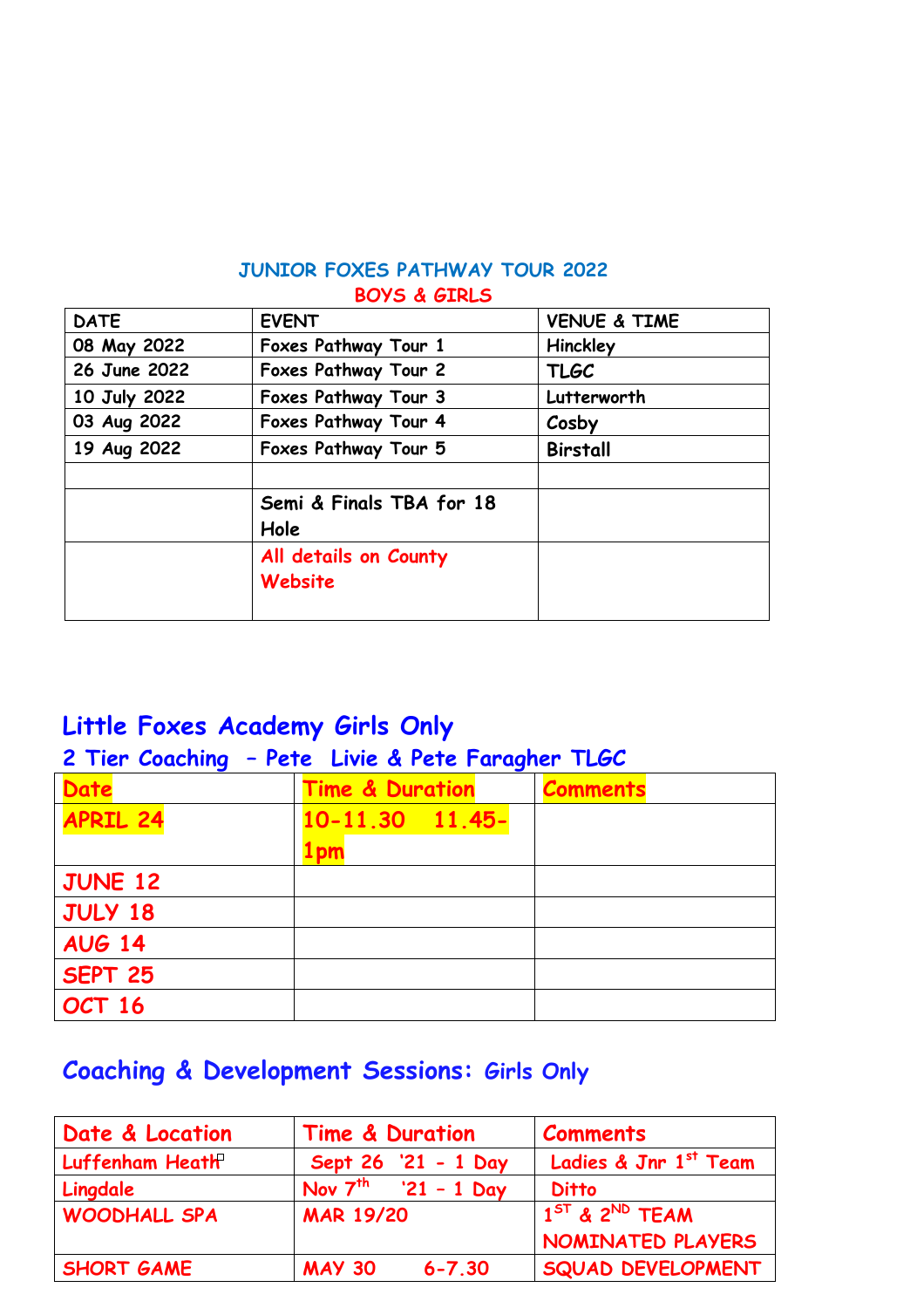### JUNIOR FOXES PATHWAY TOUR 2022

#### BOYS & GIRLS

| DATE | EVENT | VENUE & TIME |
|---|---|---|
| 08 May 2022 | Foxes Pathway Tour 1 | Hinckley |
| 26 June 2022 | Foxes Pathway Tour 2 | TLGC |
| 10 July 2022 | Foxes Pathway Tour 3 | Lutterworth |
| 03 Aug 2022 | Foxes Pathway Tour 4 | Cosby |
| 19 Aug 2022 | Foxes Pathway Tour 5 | Birstall |
| | | |
| | Semi & Finals TBA for 18 Hole | |
| | All details on County Website | |

## Little Foxes Academy Girls Only

### 2 Tier Coaching – Pete Livie & Pete Faragher TLGC

| Date | Time & Duration | Comments |
|---|---|---|
| APRIL 24 | 10-11.30 11.45-1pm | |
| JUNE 12 | | |
| JULY 18 | | |
| AUG 14 | | |
| SEPT 25 | | |
| OCT 16 | | |

## Coaching & Development Sessions: Girls Only

| Date & Location | Time & Duration | Comments |
|---|---|---|
| Luffenham Heath | Sept 26 '21 - 1 Day | Ladies & Jnr 1st Team |
| Lingdale | Nov 7th '21 – 1 Day | Ditto |
| WOODHALL SPA | MAR 19/20 | 1ST & 2ND TEAM NOMINATED PLAYERS |
| SHORT GAME | MAY 30 6-7.30 | SQUAD DEVELOPMENT |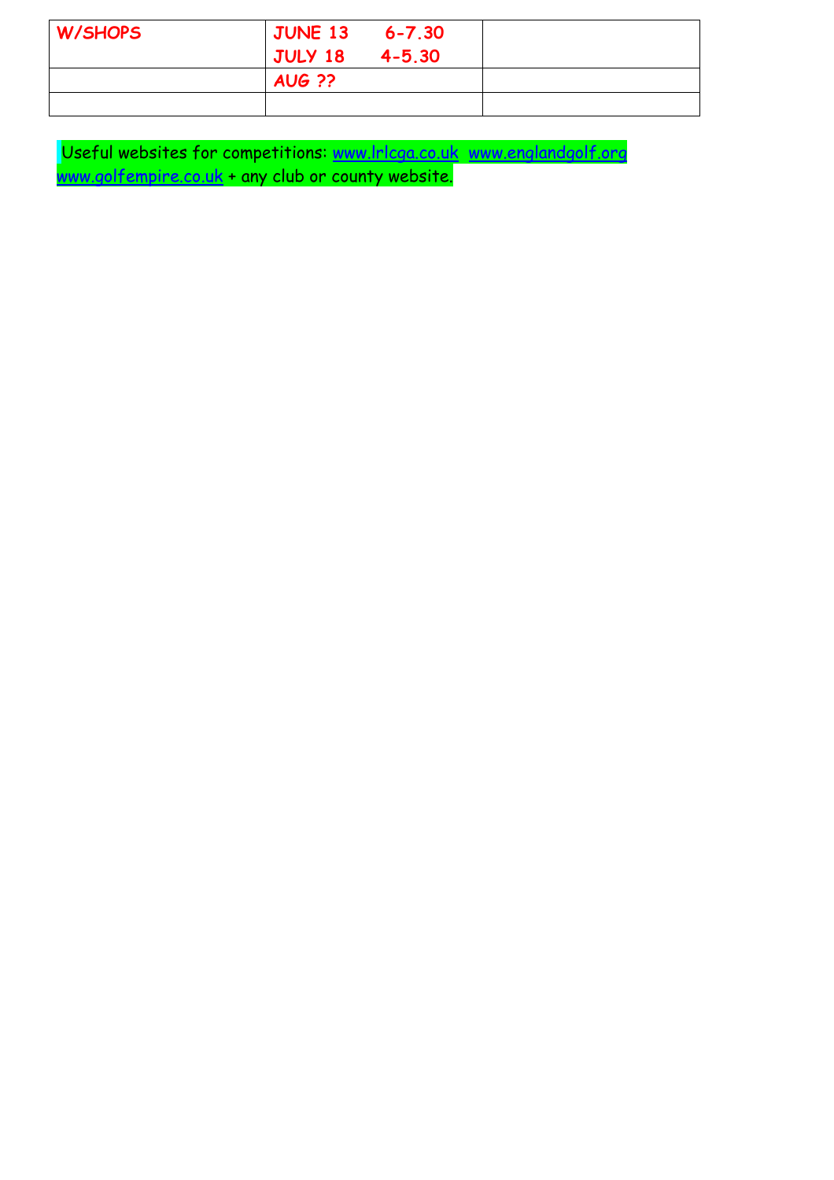| | | |
|---|---|---|
| W/SHOPS | JUNE 13 6-7.30<br>JULY 18 4-5.30 | |
| | AUG ?? | |
| | | |

Useful websites for competitions: www.lrlcga.co.uk www.englandgolf.org www.golfempire.co.uk + any club or county website.